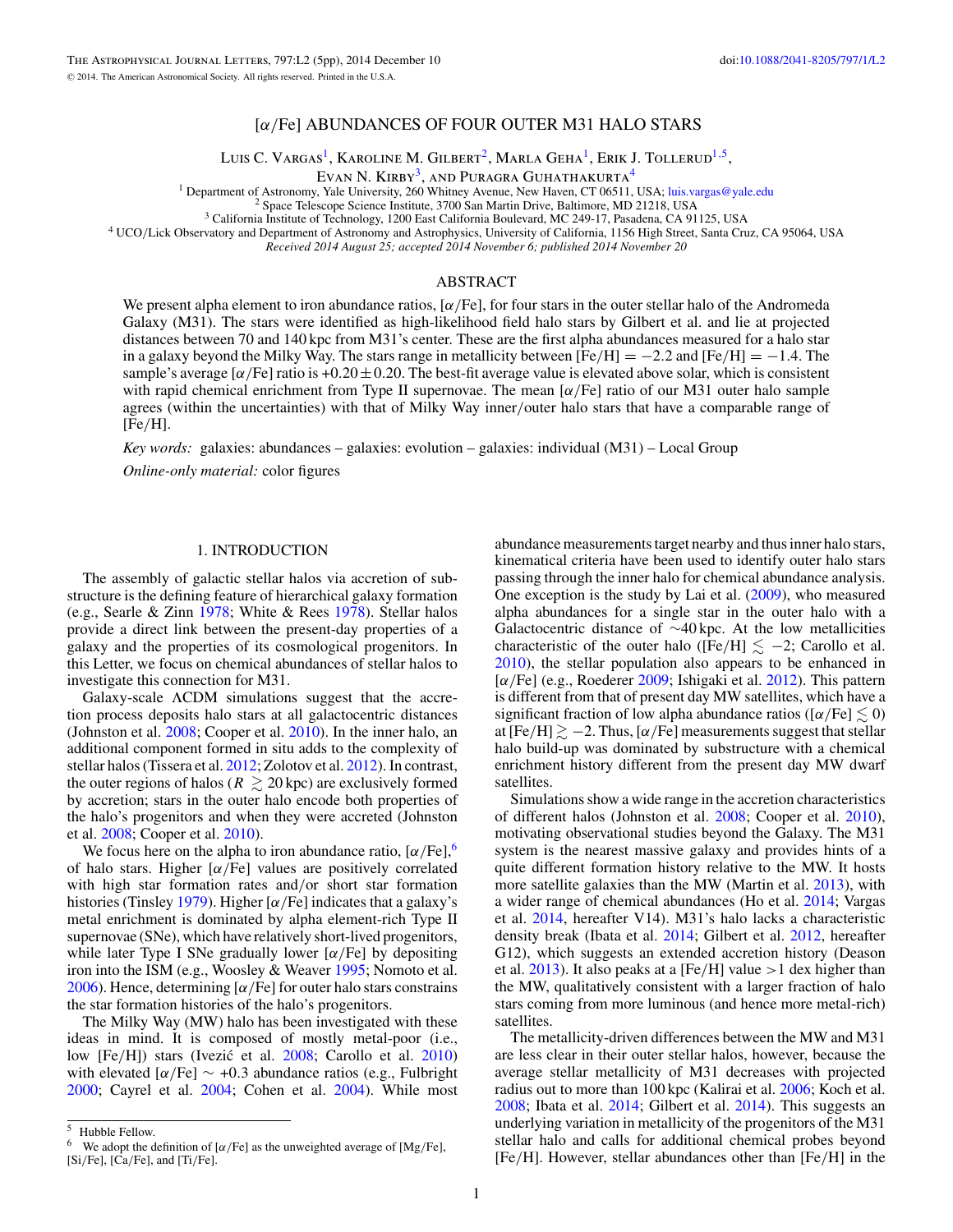# [$\alpha$/Fe] ABUNDANCES OF FOUR OUTER M31 HALO STARS

Luis C. Vargas[1], Karoline M. Gilbert[2], Marla Geha[1], Erik J. Tollerud[1,5], Evan N. Kirby[3], and Puragra Guhathakurta[4]

[1] Department of Astronomy, Yale University, 260 Whitney Avenue, New Haven, CT 06511, USA; luis.vargas@yale.edu
[2] Space Telescope Science Institute, 3700 San Martin Drive, Baltimore, MD 21218, USA
[3] California Institute of Technology, 1200 East California Boulevard, MC 249-17, Pasadena, CA 91125, USA
[4] UCO/Lick Observatory and Department of Astronomy and Astrophysics, University of California, 1156 High Street, Santa Cruz, CA 95064, USA

*Received 2014 August 25; accepted 2014 November 6; published 2014 November 20*

## ABSTRACT

We present alpha element to iron abundance ratios, [$\alpha$/Fe], for four stars in the outer stellar halo of the Andromeda Galaxy (M31). The stars were identified as high-likelihood field halo stars by Gilbert et al. and lie at projected distances between 70 and 140 kpc from M31's center. These are the first alpha abundances measured for a halo star in a galaxy beyond the Milky Way. The stars range in metallicity between [Fe/H] $= -2.2$ and [Fe/H] $= -1.4$. The sample's average [$\alpha$/Fe] ratio is $+0.20 \pm 0.20$. The best-fit average value is elevated above solar, which is consistent with rapid chemical enrichment from Type II supernovae. The mean [$\alpha$/Fe] ratio of our M31 outer halo sample agrees (within the uncertainties) with that of Milky Way inner/outer halo stars that have a comparable range of [Fe/H].

*Key words:* galaxies: abundances – galaxies: evolution – galaxies: individual (M31) – Local Group

*Online-only material:* color figures

## 1. INTRODUCTION

The assembly of galactic stellar halos via accretion of substructure is the defining feature of hierarchical galaxy formation (e.g., Searle & Zinn 1978; White & Rees 1978). Stellar halos provide a direct link between the present-day properties of a galaxy and the properties of its cosmological progenitors. In this Letter, we focus on chemical abundances of stellar halos to investigate this connection for M31.

Galaxy-scale ΛCDM simulations suggest that the accretion process deposits halo stars at all galactocentric distances (Johnston et al. 2008; Cooper et al. 2010). In the inner halo, an additional component formed in situ adds to the complexity of stellar halos (Tissera et al. 2012; Zolotov et al. 2012). In contrast, the outer regions of halos ($R \gtrsim 20$ kpc) are exclusively formed by accretion; stars in the outer halo encode both properties of the halo's progenitors and when they were accreted (Johnston et al. 2008; Cooper et al. 2010).

We focus here on the alpha to iron abundance ratio, [$\alpha$/Fe],[6] of halo stars. Higher [$\alpha$/Fe] values are positively correlated with high star formation rates and/or short star formation histories (Tinsley 1979). Higher [$\alpha$/Fe] indicates that a galaxy's metal enrichment is dominated by alpha element-rich Type II supernovae (SNe), which have relatively short-lived progenitors, while later Type I SNe gradually lower [$\alpha$/Fe] by depositing iron into the ISM (e.g., Woosley & Weaver 1995; Nomoto et al. 2006). Hence, determining [$\alpha$/Fe] for outer halo stars constrains the star formation histories of the halo's progenitors.

The Milky Way (MW) halo has been investigated with these ideas in mind. It is composed of mostly metal-poor (i.e., low [Fe/H]) stars (Ivezić et al. 2008; Carollo et al. 2010) with elevated [$\alpha$/Fe] $\sim +0.3$ abundance ratios (e.g., Fulbright 2000; Cayrel et al. 2004; Cohen et al. 2004). While most abundance measurements target nearby and thus inner halo stars, kinematical criteria have been used to identify outer halo stars passing through the inner halo for chemical abundance analysis. One exception is the study by Lai et al. (2009), who measured alpha abundances for a single star in the outer halo with a Galactocentric distance of $\sim$40 kpc. At the low metallicities characteristic of the outer halo ([Fe/H] $\lesssim -2$; Carollo et al. 2010), the stellar population also appears to be enhanced in [$\alpha$/Fe] (e.g., Roederer 2009; Ishigaki et al. 2012). This pattern is different from that of present day MW satellites, which have a significant fraction of low alpha abundance ratios ([$\alpha$/Fe] $\lesssim 0$) at [Fe/H] $\gtrsim -2$. Thus, [$\alpha$/Fe] measurements suggest that stellar halo build-up was dominated by substructure with a chemical enrichment history different from the present day MW dwarf satellites.

Simulations show a wide range in the accretion characteristics of different halos (Johnston et al. 2008; Cooper et al. 2010), motivating observational studies beyond the Galaxy. The M31 system is the nearest massive galaxy and provides hints of a quite different formation history relative to the MW. It hosts more satellite galaxies than the MW (Martin et al. 2013), with a wider range of chemical abundances (Ho et al. 2014; Vargas et al. 2014, hereafter V14). M31's halo lacks a characteristic density break (Ibata et al. 2014; Gilbert et al. 2012, hereafter G12), which suggests an extended accretion history (Deason et al. 2013). It also peaks at a [Fe/H] value $>1$ dex higher than the MW, qualitatively consistent with a larger fraction of halo stars coming from more luminous (and hence more metal-rich) satellites.

The metallicity-driven differences between the MW and M31 are less clear in their outer stellar halos, however, because the average stellar metallicity of M31 decreases with projected radius out to more than 100 kpc (Kalirai et al. 2006; Koch et al. 2008; Ibata et al. 2014; Gilbert et al. 2014). This suggests an underlying variation in metallicity of the progenitors of the M31 stellar halo and calls for additional chemical probes beyond [Fe/H]. However, stellar abundances other than [Fe/H] in the

---

[5] Hubble Fellow.

[6] We adopt the definition of [$\alpha$/Fe] as the unweighted average of [Mg/Fe], [Si/Fe], [Ca/Fe], and [Ti/Fe].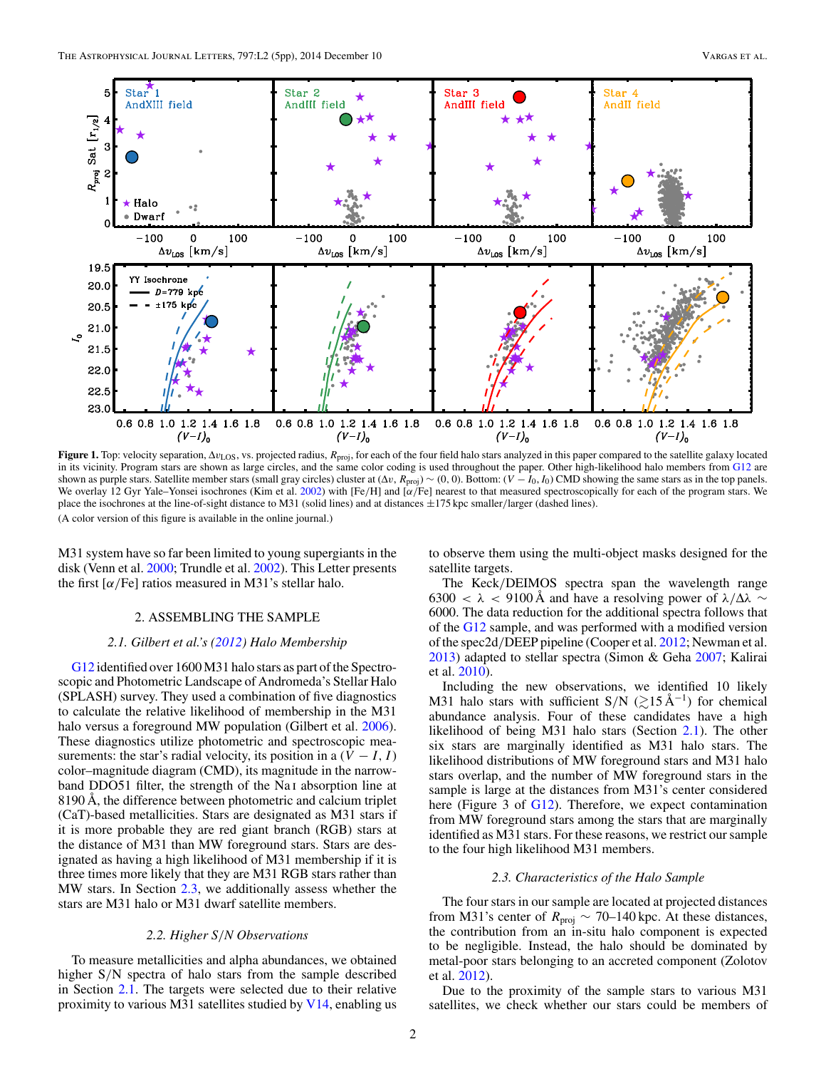**Figure 1.** Top: velocity separation, $\Delta v_{\rm LOS}$, vs. projected radius, $R_{\rm proj}$, for each of the four field halo stars analyzed in this paper compared to the satellite galaxy located in its vicinity. Program stars are shown as large circles, and the same color coding is used throughout the paper. Other high-likelihood halo members from G12 are shown as purple stars. Satellite member stars (small gray circles) cluster at $(\Delta v, R_{\rm proj}) \sim (0, 0)$. Bottom: $(V - I_0, I_0)$ CMD showing the same stars as in the top panels. We overlay 12 Gyr Yale–Yonsei isochrones (Kim et al. 2002) with [Fe/H] and [$\alpha$/Fe] nearest to that measured spectroscopically for each of the program stars. We place the isochrones at the line-of-sight distance to M31 (solid lines) and at distances $\pm$175 kpc smaller/larger (dashed lines).

(A color version of this figure is available in the online journal.)

M31 system have so far been limited to young supergiants in the disk (Venn et al. 2000; Trundle et al. 2002). This Letter presents the first [$\alpha$/Fe] ratios measured in M31's stellar halo.

## 2. ASSEMBLING THE SAMPLE

### 2.1. Gilbert et al.'s (2012) Halo Membership

G12 identified over 1600 M31 halo stars as part of the Spectroscopic and Photometric Landscape of Andromeda's Stellar Halo (SPLASH) survey. They used a combination of five diagnostics to calculate the relative likelihood of membership in the M31 halo versus a foreground MW population (Gilbert et al. 2006). These diagnostics utilize photometric and spectroscopic measurements: the star's radial velocity, its position in a $(V - I, I)$ color–magnitude diagram (CMD), its magnitude in the narrow-band DDO51 filter, the strength of the Na I absorption line at 8190 Å, the difference between photometric and calcium triplet (CaT)-based metallicities. Stars are designated as M31 stars if it is more probable they are red giant branch (RGB) stars at the distance of M31 than MW foreground stars. Stars are designated as having a high likelihood of M31 membership if it is three times more likely that they are M31 RGB stars rather than MW stars. In Section 2.3, we additionally assess whether the stars are M31 halo or M31 dwarf satellite members.

### 2.2. Higher S/N Observations

To measure metallicities and alpha abundances, we obtained higher S/N spectra of halo stars from the sample described in Section 2.1. The targets were selected due to their relative proximity to various M31 satellites studied by V14, enabling us to observe them using the multi-object masks designed for the satellite targets.

The Keck/DEIMOS spectra span the wavelength range $6300 < \lambda < 9100$ Å and have a resolving power of $\lambda/\Delta\lambda \sim 6000$. The data reduction for the additional spectra follows that of the G12 sample, and was performed with a modified version of the spec2d/DEEP pipeline (Cooper et al. 2012; Newman et al. 2013) adapted to stellar spectra (Simon & Geha 2007; Kalirai et al. 2010).

Including the new observations, we identified 10 likely M31 halo stars with sufficient S/N ($\gtrsim$15 Å$^{-1}$) for chemical abundance analysis. Four of these candidates have a high likelihood of being M31 halo stars (Section 2.1). The other six stars are marginally identified as M31 halo stars. The likelihood distributions of MW foreground stars and M31 halo stars overlap, and the number of MW foreground stars in the sample is large at the distances from M31's center considered here (Figure 3 of G12). Therefore, we expect contamination from MW foreground stars among the stars that are marginally identified as M31 stars. For these reasons, we restrict our sample to the four high likelihood M31 members.

### 2.3. Characteristics of the Halo Sample

The four stars in our sample are located at projected distances from M31's center of $R_{\rm proj} \sim$ 70–140 kpc. At these distances, the contribution from an in-situ halo component is expected to be negligible. Instead, the halo should be dominated by metal-poor stars belonging to an accreted component (Zolotov et al. 2012).

Due to the proximity of the sample stars to various M31 satellites, we check whether our stars could be members of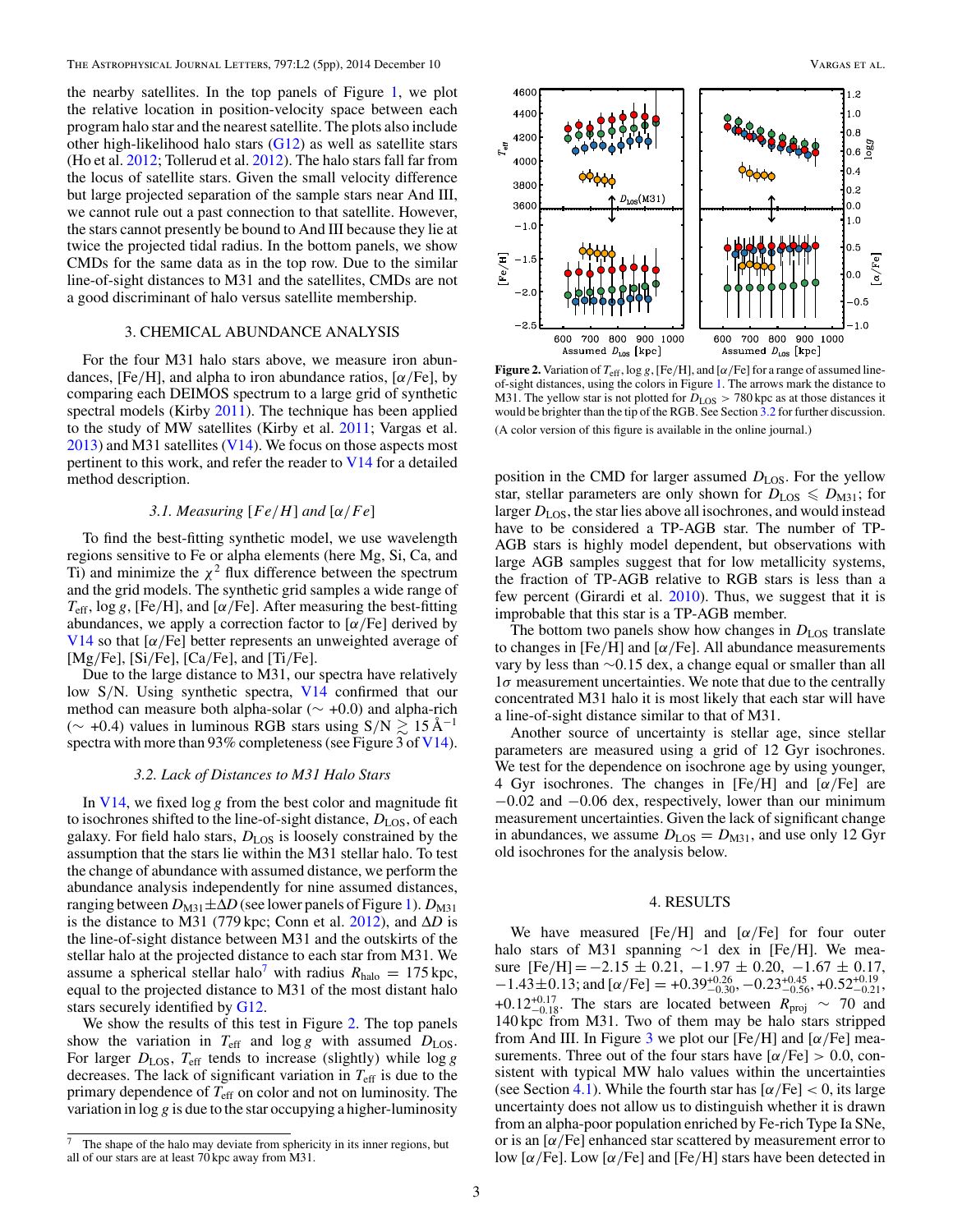the nearby satellites. In the top panels of Figure 1, we plot the relative location in position-velocity space between each program halo star and the nearest satellite. The plots also include other high-likelihood halo stars (G12) as well as satellite stars (Ho et al. 2012; Tollerud et al. 2012). The halo stars fall far from the locus of satellite stars. Given the small velocity difference but large projected separation of the sample stars near And III, we cannot rule out a past connection to that satellite. However, the stars cannot presently be bound to And III because they lie at twice the projected tidal radius. In the bottom panels, we show CMDs for the same data as in the top row. Due to the similar line-of-sight distances to M31 and the satellites, CMDs are not a good discriminant of halo versus satellite membership.

## 3. CHEMICAL ABUNDANCE ANALYSIS

For the four M31 halo stars above, we measure iron abundances, [Fe/H], and alpha to iron abundance ratios, [α/Fe], by comparing each DEIMOS spectrum to a large grid of synthetic spectral models (Kirby 2011). The technique has been applied to the study of MW satellites (Kirby et al. 2011; Vargas et al. 2013) and M31 satellites (V14). We focus on those aspects most pertinent to this work, and refer the reader to V14 for a detailed method description.

### 3.1. Measuring [Fe/H] and [α/Fe]

To find the best-fitting synthetic model, we use wavelength regions sensitive to Fe or alpha elements (here Mg, Si, Ca, and Ti) and minimize the $\chi^2$ flux difference between the spectrum and the grid models. The synthetic grid samples a wide range of $T_{\rm eff}$, $\log g$, [Fe/H], and [α/Fe]. After measuring the best-fitting abundances, we apply a correction factor to [α/Fe] derived by V14 so that [α/Fe] better represents an unweighted average of [Mg/Fe], [Si/Fe], [Ca/Fe], and [Ti/Fe].

Due to the large distance to M31, our spectra have relatively low S/N. Using synthetic spectra, V14 confirmed that our method can measure both alpha-solar ($\sim +0.0$) and alpha-rich ($\sim +0.4$) values in luminous RGB stars using S/N $\gtrsim 15$ Å$^{-1}$ spectra with more than 93% completeness (see Figure 3 of V14).

### 3.2. Lack of Distances to M31 Halo Stars

In V14, we fixed $\log g$ from the best color and magnitude fit to isochrones shifted to the line-of-sight distance, $D_{\rm LOS}$, of each galaxy. For field halo stars, $D_{\rm LOS}$ is loosely constrained by the assumption that the stars lie within the M31 stellar halo. To test the change of abundance with assumed distance, we perform the abundance analysis independently for nine assumed distances, ranging between $D_{\rm M31} \pm \Delta D$ (see lower panels of Figure 1). $D_{\rm M31}$ is the distance to M31 (779 kpc; Conn et al. 2012), and $\Delta D$ is the line-of-sight distance between M31 and the outskirts of the stellar halo at the projected distance to each star from M31. We assume a spherical stellar halo[7] with radius $R_{\rm halo} = 175$ kpc, equal to the projected distance to M31 of the most distant halo stars securely identified by G12.

We show the results of this test in Figure 2. The top panels show the variation in $T_{\rm eff}$ and $\log g$ with assumed $D_{\rm LOS}$. For larger $D_{\rm LOS}$, $T_{\rm eff}$ tends to increase (slightly) while $\log g$ decreases. The lack of significant variation in $T_{\rm eff}$ is due to the primary dependence of $T_{\rm eff}$ on color and not on luminosity. The variation in $\log g$ is due to the star occupying a higher-luminosity position in the CMD for larger assumed $D_{\rm LOS}$. For the yellow star, stellar parameters are only shown for $D_{\rm LOS} \leqslant D_{\rm M31}$; for larger $D_{\rm LOS}$, the star lies above all isochrones, and would instead have to be considered a TP-AGB star. The number of TP-AGB stars is highly model dependent, but observations with large AGB samples suggest that for low metallicity systems, the fraction of TP-AGB relative to RGB stars is less than a few percent (Girardi et al. 2010). Thus, we suggest that it is improbable that this star is a TP-AGB member.

[7] The shape of the halo may deviate from sphericity in its inner regions, but all of our stars are at least 70 kpc away from M31.

**Figure 2.** Variation of $T_{\rm eff}$, $\log g$, [Fe/H], and [α/Fe] for a range of assumed line-of-sight distances, using the colors in Figure 1. The arrows mark the distance to M31. The yellow star is not plotted for $D_{\rm LOS} > 780$ kpc as at those distances it would be brighter than the tip of the RGB. See Section 3.2 for further discussion.

(A color version of this figure is available in the online journal.)

The bottom two panels show how changes in $D_{\rm LOS}$ translate to changes in [Fe/H] and [α/Fe]. All abundance measurements vary by less than $\sim 0.15$ dex, a change equal or smaller than all $1\sigma$ measurement uncertainties. We note that due to the centrally concentrated M31 halo it is most likely that each star will have a line-of-sight distance similar to that of M31.

Another source of uncertainty is stellar age, since stellar parameters are measured using a grid of 12 Gyr isochrones. We test for the dependence on isochrone age by using younger, 4 Gyr isochrones. The changes in [Fe/H] and [α/Fe] are $-0.02$ and $-0.06$ dex, respectively, lower than our minimum measurement uncertainties. Given the lack of significant change in abundances, we assume $D_{\rm LOS} = D_{\rm M31}$, and use only 12 Gyr old isochrones for the analysis below.

## 4. RESULTS

We have measured [Fe/H] and [α/Fe] for four outer halo stars of M31 spanning $\sim 1$ dex in [Fe/H]. We measure $[{\rm Fe/H}] = -2.15 \pm 0.21$, $-1.97 \pm 0.20$, $-1.67 \pm 0.17$, $-1.43 \pm 0.13$; and $[\alpha/{\rm Fe}] = +0.39^{+0.26}_{-0.30}$, $-0.23^{+0.45}_{-0.56}$, $+0.52^{+0.19}_{-0.21}$, $+0.12^{+0.17}_{-0.18}$. The stars are located between $R_{\rm proj} \sim 70$ and 140 kpc from M31. Two of them may be halo stars stripped from And III. In Figure 3 we plot our [Fe/H] and [α/Fe] measurements. Three out of the four stars have $[\alpha/{\rm Fe}] > 0.0$, consistent with typical MW halo values within the uncertainties (see Section 4.1). While the fourth star has $[\alpha/{\rm Fe}] < 0$, its large uncertainty does not allow us to distinguish whether it is drawn from an alpha-poor population enriched by Fe-rich Type Ia SNe, or is an [α/Fe] enhanced star scattered by measurement error to low [α/Fe]. Low [α/Fe] and [Fe/H] stars have been detected in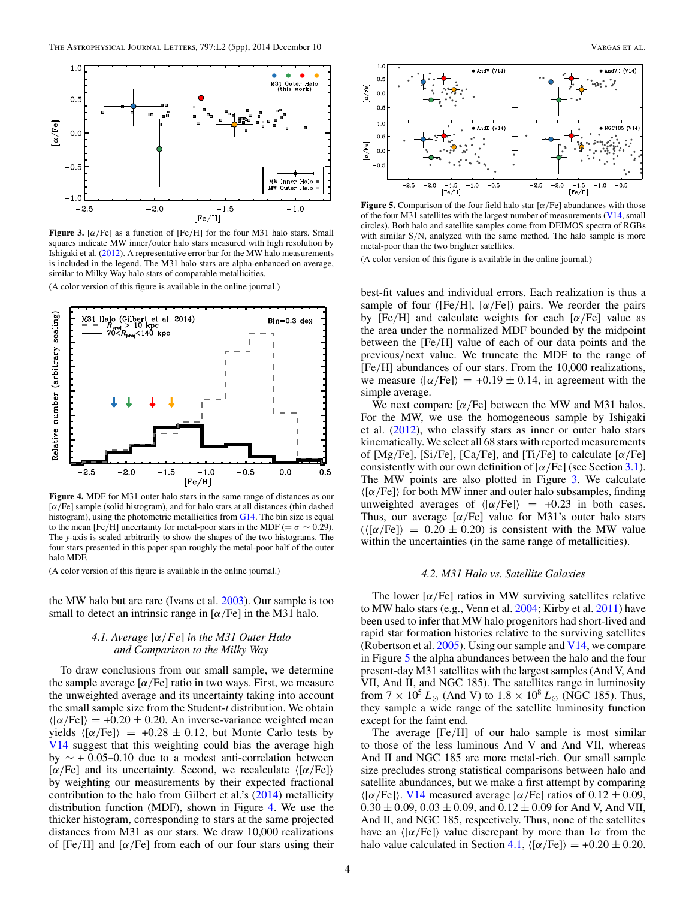**Figure 3.** [$\alpha$/Fe] as a function of [Fe/H] for the four M31 halo stars. Small squares indicate MW inner/outer halo stars measured with high resolution by Ishigaki et al. (2012). A representative error bar for the MW halo measurements is included in the legend. The M31 halo stars are alpha-enhanced on average, similar to Milky Way halo stars of comparable metallicities.

(A color version of this figure is available in the online journal.)

**Figure 4.** MDF for M31 outer halo stars in the same range of distances as our [$\alpha$/Fe] sample (solid histogram), and for halo stars at all distances (dashed histogram), using the photometric metallicities from G14. The bin size is equal to the mean [Fe/H] uncertainty for metal-poor stars in the MDF ($= \sigma \sim 0.29$). The $y$-axis is scaled arbitrarily to show the shapes of the two histograms. The four stars presented in this paper span roughly the metal-poor half of the outer halo MDF.

(A color version of this figure is available in the online journal.)

the MW halo but are rare (Ivans et al. 2003). Our sample is too small to detect an intrinsic range in [$\alpha$/Fe] in the M31 halo.

### 4.1. Average [$\alpha$/Fe] in the M31 Outer Halo and Comparison to the Milky Way

To draw conclusions from our small sample, we determine the sample average [$\alpha$/Fe] ratio in two ways. First, we measure the unweighted average and its uncertainty taking into account the small sample size from the Student-$t$ distribution. We obtain $\langle[\alpha/\text{Fe}]\rangle = +0.20 \pm 0.20$. An inverse-variance weighted mean yields $\langle[\alpha/\text{Fe}]\rangle = +0.28 \pm 0.12$, but Monte Carlo tests by V14 suggest that this weighting could bias the average high by $\sim +0.05$–$0.10$ due to a modest anti-correlation between [$\alpha$/Fe] and its uncertainty. Second, we recalculate $\langle[\alpha/\text{Fe}]\rangle$ by weighting our measurements by their expected fractional contribution to the halo from Gilbert et al.'s (2014) metallicity distribution function (MDF), shown in Figure 4. We use the thicker histogram, corresponding to stars at the same projected distances from M31 as our stars. We draw 10,000 realizations of [Fe/H] and [$\alpha$/Fe] from each of our four stars using their best-fit values and individual errors. Each realization is thus a sample of four ([Fe/H], [$\alpha$/Fe]) pairs. We reorder the pairs by [Fe/H] and calculate weights for each [$\alpha$/Fe] value as the area under the normalized MDF bounded by the midpoint between the [Fe/H] value of each of our data points and the previous/next value. We truncate the MDF to the range of [Fe/H] abundances of our stars. From the 10,000 realizations, we measure $\langle[\alpha/\text{Fe}]\rangle = +0.19 \pm 0.14$, in agreement with the simple average.

We next compare [$\alpha$/Fe] between the MW and M31 halos. For the MW, we use the homogeneous sample by Ishigaki et al. (2012), who classify stars as inner or outer halo stars kinematically. We select all 68 stars with reported measurements of [Mg/Fe], [Si/Fe], [Ca/Fe], and [Ti/Fe] to calculate [$\alpha$/Fe] consistently with our own definition of [$\alpha$/Fe] (see Section 3.1). The MW points are also plotted in Figure 3. We calculate $\langle[\alpha/\text{Fe}]\rangle$ for both MW inner and outer halo subsamples, finding unweighted averages of $\langle[\alpha/\text{Fe}]\rangle = +0.23$ in both cases. Thus, our average [$\alpha$/Fe] value for M31's outer halo stars ($\langle[\alpha/\text{Fe}]\rangle = 0.20 \pm 0.20$) is consistent with the MW value within the uncertainties (in the same range of metallicities).

**Figure 5.** Comparison of the four field halo star [$\alpha$/Fe] abundances with those of the four M31 satellites with the largest number of measurements (V14, small circles). Both halo and satellite samples come from DEIMOS spectra of RGBs with similar S/N, analyzed with the same method. The halo sample is more metal-poor than the two brighter satellites.

(A color version of this figure is available in the online journal.)

### 4.2. M31 Halo vs. Satellite Galaxies

The lower [$\alpha$/Fe] ratios in MW surviving satellites relative to MW halo stars (e.g., Venn et al. 2004; Kirby et al. 2011) have been used to infer that MW halo progenitors had short-lived and rapid star formation histories relative to the surviving satellites (Robertson et al. 2005). Using our sample and V14, we compare in Figure 5 the alpha abundances between the halo and the four present-day M31 satellites with the largest samples (And V, And VII, And II, and NGC 185). The satellites range in luminosity from $7 \times 10^5\, L_\odot$ (And V) to $1.8 \times 10^8\, L_\odot$ (NGC 185). Thus, they sample a wide range of the satellite luminosity function except for the faint end.

The average [Fe/H] of our halo sample is most similar to those of the less luminous And V and And VII, whereas And II and NGC 185 are more metal-rich. Our small sample size precludes strong statistical comparisons between halo and satellite abundances, but we make a first attempt by comparing $\langle[\alpha/\text{Fe}]\rangle$. V14 measured average [$\alpha$/Fe] ratios of $0.12 \pm 0.09$, $0.30 \pm 0.09$, $0.03 \pm 0.09$, and $0.12 \pm 0.09$ for And V, And VII, And II, and NGC 185, respectively. Thus, none of the satellites have an $\langle[\alpha/\text{Fe}]\rangle$ value discrepant by more than $1\sigma$ from the halo value calculated in Section 4.1, $\langle[\alpha/\text{Fe}]\rangle = +0.20 \pm 0.20$.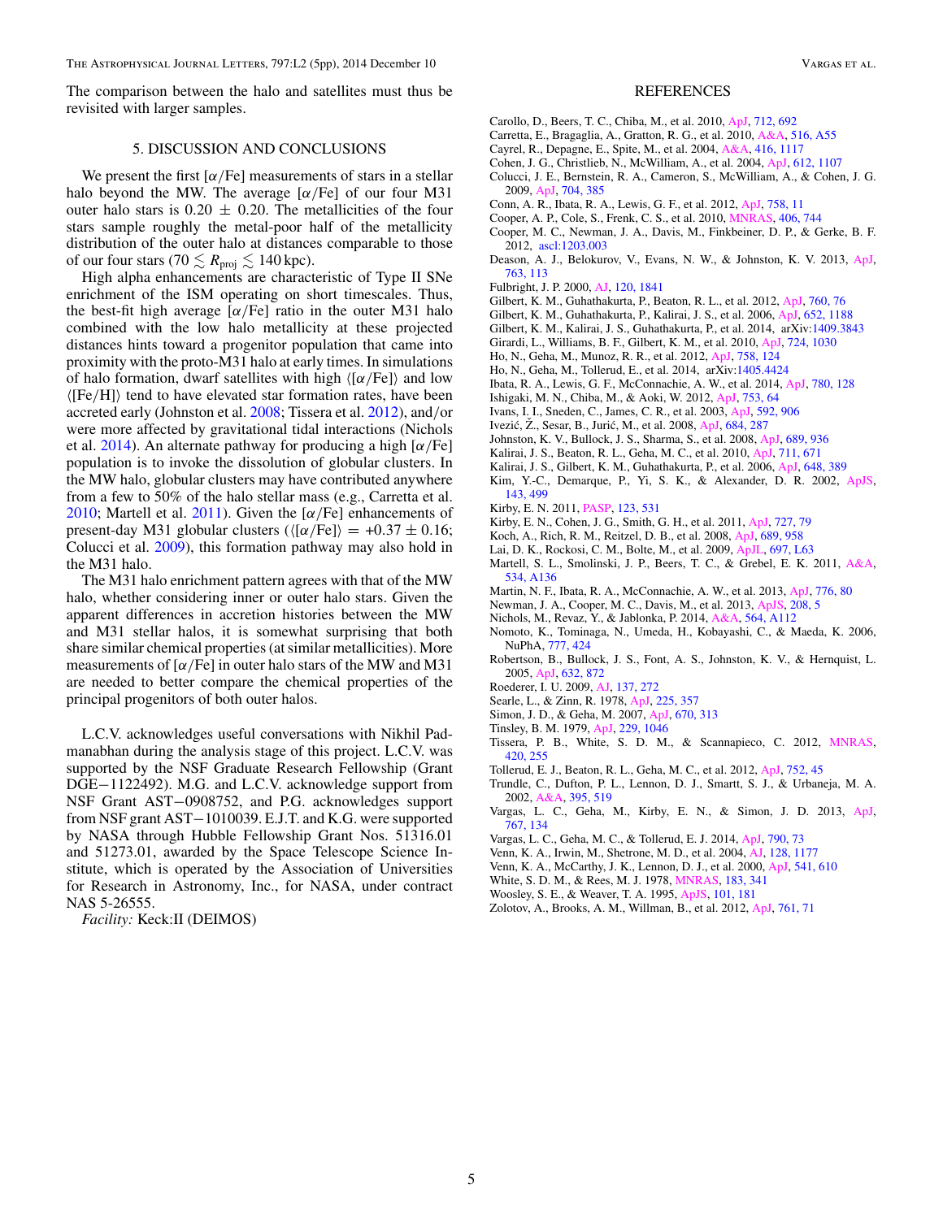The comparison between the halo and satellites must thus be revisited with larger samples.

## 5. DISCUSSION AND CONCLUSIONS

We present the first [$\alpha$/Fe] measurements of stars in a stellar halo beyond the MW. The average [$\alpha$/Fe] of our four M31 outer halo stars is $0.20 \pm 0.20$. The metallicities of the four stars sample roughly the metal-poor half of the metallicity distribution of the outer halo at distances comparable to those of our four stars ($70 \lesssim R_{\rm proj} \lesssim 140$ kpc).

High alpha enhancements are characteristic of Type II SNe enrichment of the ISM operating on short timescales. Thus, the best-fit high average [$\alpha$/Fe] ratio in the outer M31 halo combined with the low halo metallicity at these projected distances hints toward a progenitor population that came into proximity with the proto-M31 halo at early times. In simulations of halo formation, dwarf satellites with high $\langle[\alpha/\text{Fe}]\rangle$ and low $\langle[\text{Fe/H}]\rangle$ tend to have elevated star formation rates, have been accreted early (Johnston et al. 2008; Tissera et al. 2012), and/or were more affected by gravitational tidal interactions (Nichols et al. 2014). An alternate pathway for producing a high [$\alpha$/Fe] population is to invoke the dissolution of globular clusters. In the MW halo, globular clusters may have contributed anywhere from a few to 50% of the halo stellar mass (e.g., Carretta et al. 2010; Martell et al. 2011). Given the [$\alpha$/Fe] enhancements of present-day M31 globular clusters ($\langle[\alpha/\text{Fe}]\rangle = +0.37 \pm 0.16$; Colucci et al. 2009), this formation pathway may also hold in the M31 halo.

The M31 halo enrichment pattern agrees with that of the MW halo, whether considering inner or outer halo stars. Given the apparent differences in accretion histories between the MW and M31 stellar halos, it is somewhat surprising that both share similar chemical properties (at similar metallicities). More measurements of [$\alpha$/Fe] in outer halo stars of the MW and M31 are needed to better compare the chemical properties of the principal progenitors of both outer halos.

L.C.V. acknowledges useful conversations with Nikhil Padmanabhan during the analysis stage of this project. L.C.V. was supported by the NSF Graduate Research Fellowship (Grant DGE−1122492). M.G. and L.C.V. acknowledge support from NSF Grant AST−0908752, and P.G. acknowledges support from NSF grant AST−1010039. E.J.T. and K.G. were supported by NASA through Hubble Fellowship Grant Nos. 51316.01 and 51273.01, awarded by the Space Telescope Science Institute, which is operated by the Association of Universities for Research in Astronomy, Inc., for NASA, under contract NAS 5-26555.

*Facility:* Keck:II (DEIMOS)

## REFERENCES

Carollo, D., Beers, T. C., Chiba, M., et al. 2010, ApJ, 712, 692
Carretta, E., Bragaglia, A., Gratton, R. G., et al. 2010, A&A, 516, A55
Cayrel, R., Depagne, E., Spite, M., et al. 2004, A&A, 416, 1117
Cohen, J. G., Christlieb, N., McWilliam, A., et al. 2004, ApJ, 612, 1107
Colucci, J. E., Bernstein, R. A., Cameron, S., McWilliam, A., & Cohen, J. G. 2009, ApJ, 704, 385
Conn, A. R., Ibata, R. A., Lewis, G. F., et al. 2012, ApJ, 758, 11
Cooper, A. P., Cole, S., Frenk, C. S., et al. 2010, MNRAS, 406, 744
Cooper, M. C., Newman, J. A., Davis, M., Finkbeiner, D. P., & Gerke, B. F. 2012, ascl:1203.003
Deason, A. J., Belokurov, V., Evans, N. W., & Johnston, K. V. 2013, ApJ, 763, 113
Fulbright, J. P. 2000, AJ, 120, 1841
Gilbert, K. M., Guhathakurta, P., Beaton, R. L., et al. 2012, ApJ, 760, 76
Gilbert, K. M., Guhathakurta, P., Kalirai, J. S., et al. 2006, ApJ, 652, 1188
Gilbert, K. M., Kalirai, J. S., Guhathakurta, P., et al. 2014, arXiv:1409.3843
Girardi, L., Williams, B. F., Gilbert, K. M., et al. 2010, ApJ, 724, 1030
Ho, N., Geha, M., Munoz, R. R., et al. 2012, ApJ, 758, 124
Ho, N., Geha, M., Tollerud, E., et al. 2014, arXiv:1405.4424
Ibata, R. A., Lewis, G. F., McConnachie, A. W., et al. 2014, ApJ, 780, 128
Ishigaki, M. N., Chiba, M., & Aoki, W. 2012, ApJ, 753, 64
Ivans, I. I., Sneden, C., James, C. R., et al. 2003, ApJ, 592, 906
Ivezić, Ž., Sesar, B., Jurić, M., et al. 2008, ApJ, 684, 287
Johnston, K. V., Bullock, J. S., Sharma, S., et al. 2008, ApJ, 689, 936
Kalirai, J. S., Beaton, R. L., Geha, M. C., et al. 2010, ApJ, 711, 671
Kalirai, J. S., Gilbert, K. M., Guhathakurta, P., et al. 2006, ApJ, 648, 389
Kim, Y.-C., Demarque, P., Yi, S. K., & Alexander, D. R. 2002, ApJS, 143, 499
Kirby, E. N. 2011, PASP, 123, 531
Kirby, E. N., Cohen, J. G., Smith, G. H., et al. 2011, ApJ, 727, 79
Koch, A., Rich, R. M., Reitzel, D. B., et al. 2008, ApJ, 689, 958
Lai, D. K., Rockosi, C. M., Bolte, M., et al. 2009, ApJL, 697, L63
Martell, S. L., Smolinski, J. P., Beers, T. C., & Grebel, E. K. 2011, A&A, 534, A136
Martin, N. F., Ibata, R. A., McConnachie, A. W., et al. 2013, ApJ, 776, 80
Newman, J. A., Cooper, M. C., Davis, M., et al. 2013, ApJS, 208, 5
Nichols, M., Revaz, Y., & Jablonka, P. 2014, A&A, 564, A112
Nomoto, K., Tominaga, N., Umeda, H., Kobayashi, C., & Maeda, K. 2006, NuPhA, 777, 424
Robertson, B., Bullock, J. S., Font, A. S., Johnston, K. V., & Hernquist, L. 2005, ApJ, 632, 872
Roederer, I. U. 2009, AJ, 137, 272
Searle, L., & Zinn, R. 1978, ApJ, 225, 357
Simon, J. D., & Geha, M. 2007, ApJ, 670, 313
Tinsley, B. M. 1979, ApJ, 229, 1046
Tissera, P. B., White, S. D. M., & Scannapieco, C. 2012, MNRAS, 420, 255
Tollerud, E. J., Beaton, R. L., Geha, M. C., et al. 2012, ApJ, 752, 45
Trundle, C., Dufton, P. L., Lennon, D. J., Smartt, S. J., & Urbaneja, M. A. 2002, A&A, 395, 519
Vargas, L. C., Geha, M., Kirby, E. N., & Simon, J. D. 2013, ApJ, 767, 134
Vargas, L. C., Geha, M. C., & Tollerud, E. J. 2014, ApJ, 790, 73
Venn, K. A., Irwin, M., Shetrone, M. D., et al. 2004, AJ, 128, 1177
Venn, K. A., McCarthy, J. K., Lennon, D. J., et al. 2000, ApJ, 541, 610
White, S. D. M., & Rees, M. J. 1978, MNRAS, 183, 341
Woosley, S. E., & Weaver, T. A. 1995, ApJS, 101, 181
Zolotov, A., Brooks, A. M., Willman, B., et al. 2012, ApJ, 761, 71